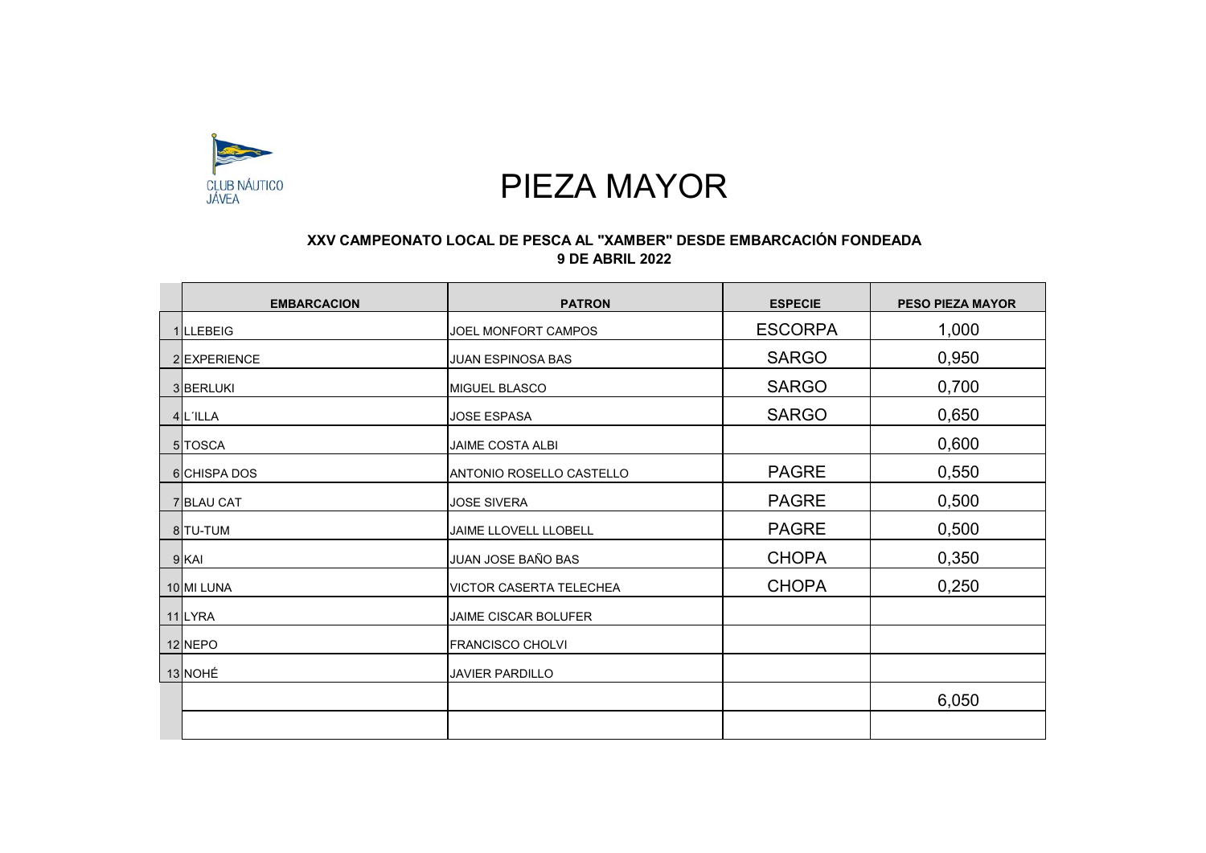CLUB NÁUTICO JÁVEA

# PIEZA MAYOR

**XXV CAMPEONATO LOCAL DE PESCA AL "XAMBER" DESDE EMBARCACIÓN FONDEADA**
**9 DE ABRIL 2022**

| | EMBARCACION | PATRON | ESPECIE | PESO PIEZA MAYOR |
|---|---|---|---|---|
| 1 | LLEBEIG | JOEL MONFORT CAMPOS | ESCORPA | 1,000 |
| 2 | EXPERIENCE | JUAN ESPINOSA BAS | SARGO | 0,950 |
| 3 | BERLUKI | MIGUEL BLASCO | SARGO | 0,700 |
| 4 | L´ILLA | JOSE ESPASA | SARGO | 0,650 |
| 5 | TOSCA | JAIME COSTA ALBI | | 0,600 |
| 6 | CHISPA DOS | ANTONIO ROSELLO CASTELLO | PAGRE | 0,550 |
| 7 | BLAU CAT | JOSE SIVERA | PAGRE | 0,500 |
| 8 | TU-TUM | JAIME LLOVELL LLOBELL | PAGRE | 0,500 |
| 9 | KAI | JUAN JOSE BAÑO BAS | CHOPA | 0,350 |
| 10 | MI LUNA | VICTOR CASERTA TELECHEA | CHOPA | 0,250 |
| 11 | LYRA | JAIME CISCAR BOLUFER | | |
| 12 | NEPO | FRANCISCO CHOLVI | | |
| 13 | NOHÉ | JAVIER PARDILLO | | |
| | | | | 6,050 |
| | | | | |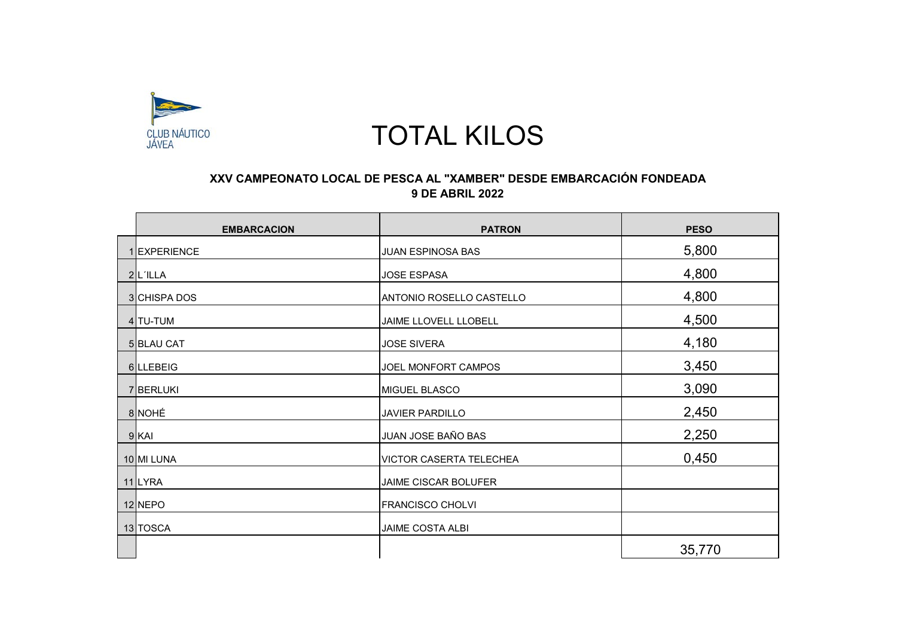CLUB NÁUTICO JÁVEA

# TOTAL KILOS

**XXV CAMPEONATO LOCAL DE PESCA AL "XAMBER" DESDE EMBARCACIÓN FONDEADA**
**9 DE ABRIL 2022**

| | EMBARCACION | PATRON | PESO |
|---|---|---|---|
| 1 | EXPERIENCE | JUAN ESPINOSA BAS | 5,800 |
| 2 | L´ILLA | JOSE ESPASA | 4,800 |
| 3 | CHISPA DOS | ANTONIO ROSELLO CASTELLO | 4,800 |
| 4 | TU-TUM | JAIME LLOVELL LLOBELL | 4,500 |
| 5 | BLAU CAT | JOSE SIVERA | 4,180 |
| 6 | LLEBEIG | JOEL MONFORT CAMPOS | 3,450 |
| 7 | BERLUKI | MIGUEL BLASCO | 3,090 |
| 8 | NOHÉ | JAVIER PARDILLO | 2,450 |
| 9 | KAI | JUAN JOSE BAÑO BAS | 2,250 |
| 10 | MI LUNA | VICTOR CASERTA TELECHEA | 0,450 |
| 11 | LYRA | JAIME CISCAR BOLUFER | |
| 12 | NEPO | FRANCISCO CHOLVI | |
| 13 | TOSCA | JAIME COSTA ALBI | |
| | | | 35,770 |